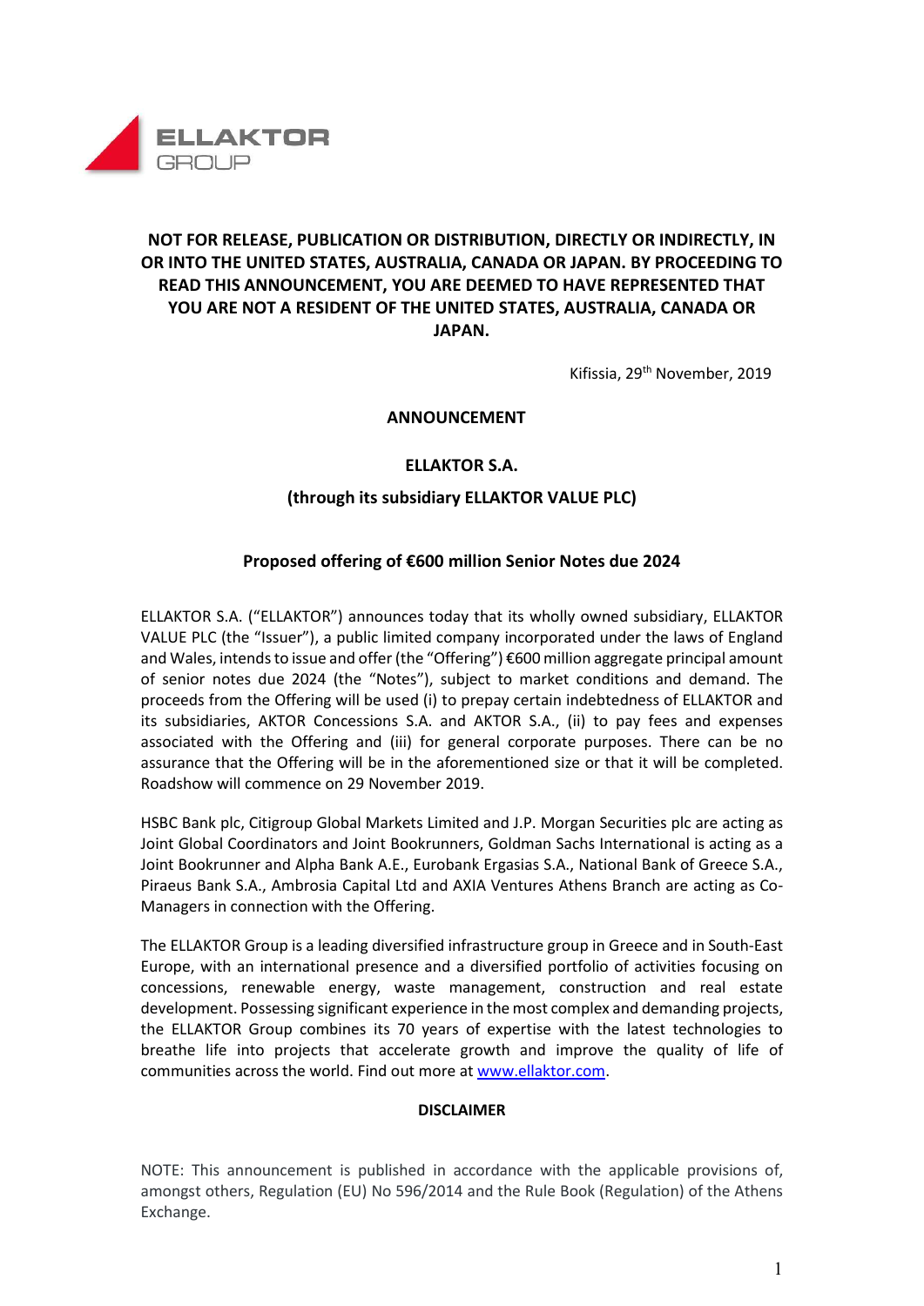**NOT FOR RELEASE, PUBLICATION OR DISTRIBUTION, DIRECTLY OR INDIRECTLY, IN OR INTO THE UNITED STATES, AUSTRALIA, CANADA OR JAPAN. BY PROCEEDING TO READ THIS ANNOUNCEMENT, YOU ARE DEEMED TO HAVE REPRESENTED THAT YOU ARE NOT A RESIDENT OF THE UNITED STATES, AUSTRALIA, CANADA OR JAPAN.**

Kifissia, 29th November, 2019

# ANNOUNCEMENT

## ELLAKTOR S.A.

## (through its subsidiary ELLAKTOR VALUE PLC)

## Proposed offering of €600 million Senior Notes due 2024

ELLAKTOR S.A. ("ELLAKTOR") announces today that its wholly owned subsidiary, ELLAKTOR VALUE PLC (the "Issuer"), a public limited company incorporated under the laws of England and Wales, intends to issue and offer (the "Offering") €600 million aggregate principal amount of senior notes due 2024 (the "Notes"), subject to market conditions and demand. The proceeds from the Offering will be used (i) to prepay certain indebtedness of ELLAKTOR and its subsidiaries, AKTOR Concessions S.A. and AKTOR S.A., (ii) to pay fees and expenses associated with the Offering and (iii) for general corporate purposes. There can be no assurance that the Offering will be in the aforementioned size or that it will be completed. Roadshow will commence on 29 November 2019.

HSBC Bank plc, Citigroup Global Markets Limited and J.P. Morgan Securities plc are acting as Joint Global Coordinators and Joint Bookrunners, Goldman Sachs International is acting as a Joint Bookrunner and Alpha Bank A.E., Eurobank Ergasias S.A., National Bank of Greece S.A., Piraeus Bank S.A., Ambrosia Capital Ltd and AXIA Ventures Athens Branch are acting as Co-Managers in connection with the Offering.

The ELLAKTOR Group is a leading diversified infrastructure group in Greece and in South-East Europe, with an international presence and a diversified portfolio of activities focusing on concessions, renewable energy, waste management, construction and real estate development. Possessing significant experience in the most complex and demanding projects, the ELLAKTOR Group combines its 70 years of expertise with the latest technologies to breathe life into projects that accelerate growth and improve the quality of life of communities across the world. Find out more at [www.ellaktor.com](http://www.ellaktor.com).

### DISCLAIMER

NOTE: This announcement is published in accordance with the applicable provisions of, amongst others, Regulation (EU) No 596/2014 and the Rule Book (Regulation) of the Athens Exchange.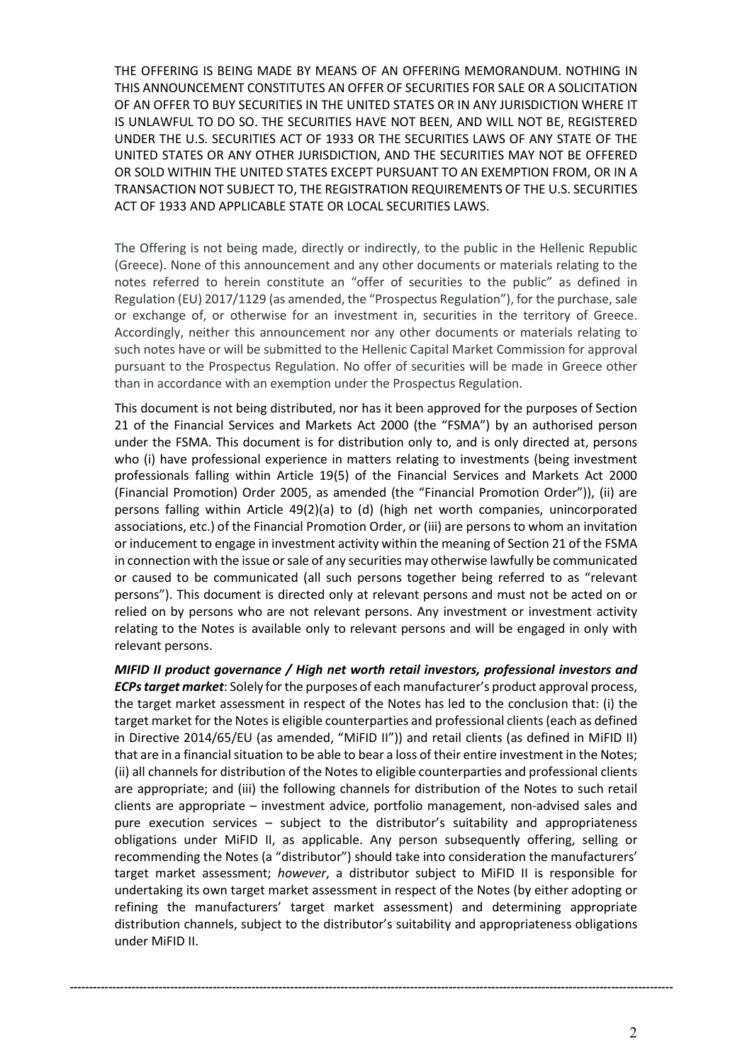THE OFFERING IS BEING MADE BY MEANS OF AN OFFERING MEMORANDUM. NOTHING IN THIS ANNOUNCEMENT CONSTITUTES AN OFFER OF SECURITIES FOR SALE OR A SOLICITATION OF AN OFFER TO BUY SECURITIES IN THE UNITED STATES OR IN ANY JURISDICTION WHERE IT IS UNLAWFUL TO DO SO. THE SECURITIES HAVE NOT BEEN, AND WILL NOT BE, REGISTERED UNDER THE U.S. SECURITIES ACT OF 1933 OR THE SECURITIES LAWS OF ANY STATE OF THE UNITED STATES OR ANY OTHER JURISDICTION, AND THE SECURITIES MAY NOT BE OFFERED OR SOLD WITHIN THE UNITED STATES EXCEPT PURSUANT TO AN EXEMPTION FROM, OR IN A TRANSACTION NOT SUBJECT TO, THE REGISTRATION REQUIREMENTS OF THE U.S. SECURITIES ACT OF 1933 AND APPLICABLE STATE OR LOCAL SECURITIES LAWS.

The Offering is not being made, directly or indirectly, to the public in the Hellenic Republic (Greece). None of this announcement and any other documents or materials relating to the notes referred to herein constitute an "offer of securities to the public" as defined in Regulation (EU) 2017/1129 (as amended, the "Prospectus Regulation"), for the purchase, sale or exchange of, or otherwise for an investment in, securities in the territory of Greece. Accordingly, neither this announcement nor any other documents or materials relating to such notes have or will be submitted to the Hellenic Capital Market Commission for approval pursuant to the Prospectus Regulation. No offer of securities will be made in Greece other than in accordance with an exemption under the Prospectus Regulation.

This document is not being distributed, nor has it been approved for the purposes of Section 21 of the Financial Services and Markets Act 2000 (the "FSMA") by an authorised person under the FSMA. This document is for distribution only to, and is only directed at, persons who (i) have professional experience in matters relating to investments (being investment professionals falling within Article 19(5) of the Financial Services and Markets Act 2000 (Financial Promotion) Order 2005, as amended (the "Financial Promotion Order")), (ii) are persons falling within Article 49(2)(a) to (d) (high net worth companies, unincorporated associations, etc.) of the Financial Promotion Order, or (iii) are persons to whom an invitation or inducement to engage in investment activity within the meaning of Section 21 of the FSMA in connection with the issue or sale of any securities may otherwise lawfully be communicated or caused to be communicated (all such persons together being referred to as "relevant persons"). This document is directed only at relevant persons and must not be acted on or relied on by persons who are not relevant persons. Any investment or investment activity relating to the Notes is available only to relevant persons and will be engaged in only with relevant persons.

***MIFID II product governance / High net worth retail investors, professional investors and ECPs target market***: Solely for the purposes of each manufacturer's product approval process, the target market assessment in respect of the Notes has led to the conclusion that: (i) the target market for the Notes is eligible counterparties and professional clients (each as defined in Directive 2014/65/EU (as amended, "MiFID II")) and retail clients (as defined in MiFID II) that are in a financial situation to be able to bear a loss of their entire investment in the Notes; (ii) all channels for distribution of the Notes to eligible counterparties and professional clients are appropriate; and (iii) the following channels for distribution of the Notes to such retail clients are appropriate – investment advice, portfolio management, non-advised sales and pure execution services – subject to the distributor's suitability and appropriateness obligations under MiFID II, as applicable. Any person subsequently offering, selling or recommending the Notes (a "distributor") should take into consideration the manufacturers' target market assessment; *however*, a distributor subject to MiFID II is responsible for undertaking its own target market assessment in respect of the Notes (by either adopting or refining the manufacturers' target market assessment) and determining appropriate distribution channels, subject to the distributor's suitability and appropriateness obligations under MiFID II.

---